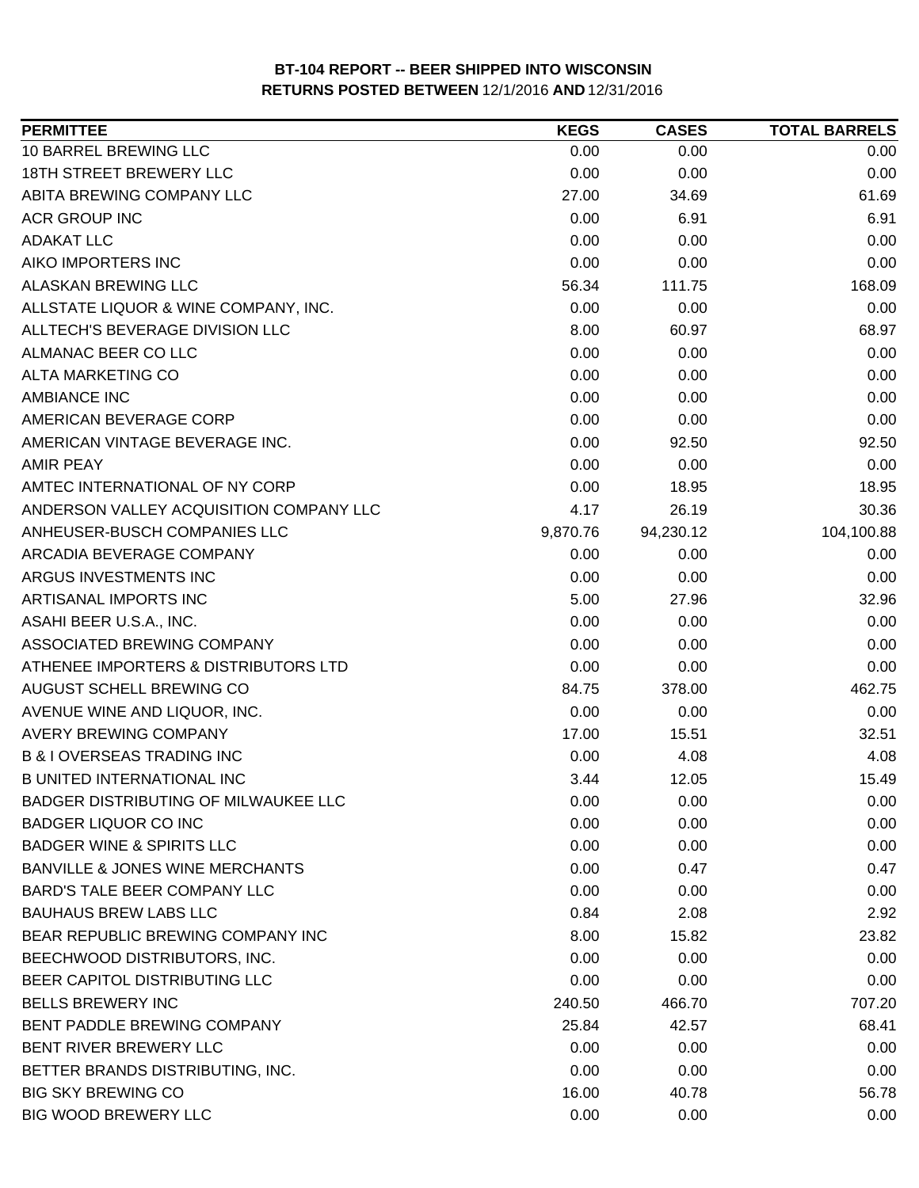# BT-104 REPORT -- BEER SHIPPED INTO WISCONSIN

**RETURNS POSTED BETWEEN** 12/1/2016 **AND** 12/31/2016

| PERMITTEE | KEGS | CASES | TOTAL BARRELS |
|---|---|---|---|
| 10 BARREL BREWING LLC | 0.00 | 0.00 | 0.00 |
| 18TH STREET BREWERY LLC | 0.00 | 0.00 | 0.00 |
| ABITA BREWING COMPANY LLC | 27.00 | 34.69 | 61.69 |
| ACR GROUP INC | 0.00 | 6.91 | 6.91 |
| ADAKAT LLC | 0.00 | 0.00 | 0.00 |
| AIKO IMPORTERS INC | 0.00 | 0.00 | 0.00 |
| ALASKAN BREWING LLC | 56.34 | 111.75 | 168.09 |
| ALLSTATE LIQUOR & WINE COMPANY, INC. | 0.00 | 0.00 | 0.00 |
| ALLTECH'S BEVERAGE DIVISION LLC | 8.00 | 60.97 | 68.97 |
| ALMANAC BEER CO LLC | 0.00 | 0.00 | 0.00 |
| ALTA MARKETING CO | 0.00 | 0.00 | 0.00 |
| AMBIANCE INC | 0.00 | 0.00 | 0.00 |
| AMERICAN BEVERAGE CORP | 0.00 | 0.00 | 0.00 |
| AMERICAN VINTAGE BEVERAGE INC. | 0.00 | 92.50 | 92.50 |
| AMIR PEAY | 0.00 | 0.00 | 0.00 |
| AMTEC INTERNATIONAL OF NY CORP | 0.00 | 18.95 | 18.95 |
| ANDERSON VALLEY ACQUISITION COMPANY LLC | 4.17 | 26.19 | 30.36 |
| ANHEUSER-BUSCH COMPANIES LLC | 9,870.76 | 94,230.12 | 104,100.88 |
| ARCADIA BEVERAGE COMPANY | 0.00 | 0.00 | 0.00 |
| ARGUS INVESTMENTS INC | 0.00 | 0.00 | 0.00 |
| ARTISANAL IMPORTS INC | 5.00 | 27.96 | 32.96 |
| ASAHI BEER U.S.A., INC. | 0.00 | 0.00 | 0.00 |
| ASSOCIATED BREWING COMPANY | 0.00 | 0.00 | 0.00 |
| ATHENEE IMPORTERS & DISTRIBUTORS LTD | 0.00 | 0.00 | 0.00 |
| AUGUST SCHELL BREWING CO | 84.75 | 378.00 | 462.75 |
| AVENUE WINE AND LIQUOR, INC. | 0.00 | 0.00 | 0.00 |
| AVERY BREWING COMPANY | 17.00 | 15.51 | 32.51 |
| B & I OVERSEAS TRADING INC | 0.00 | 4.08 | 4.08 |
| B UNITED INTERNATIONAL INC | 3.44 | 12.05 | 15.49 |
| BADGER DISTRIBUTING OF MILWAUKEE LLC | 0.00 | 0.00 | 0.00 |
| BADGER LIQUOR CO INC | 0.00 | 0.00 | 0.00 |
| BADGER WINE & SPIRITS LLC | 0.00 | 0.00 | 0.00 |
| BANVILLE & JONES WINE MERCHANTS | 0.00 | 0.47 | 0.47 |
| BARD'S TALE BEER COMPANY LLC | 0.00 | 0.00 | 0.00 |
| BAUHAUS BREW LABS LLC | 0.84 | 2.08 | 2.92 |
| BEAR REPUBLIC BREWING COMPANY INC | 8.00 | 15.82 | 23.82 |
| BEECHWOOD DISTRIBUTORS, INC. | 0.00 | 0.00 | 0.00 |
| BEER CAPITOL DISTRIBUTING LLC | 0.00 | 0.00 | 0.00 |
| BELLS BREWERY INC | 240.50 | 466.70 | 707.20 |
| BENT PADDLE BREWING COMPANY | 25.84 | 42.57 | 68.41 |
| BENT RIVER BREWERY LLC | 0.00 | 0.00 | 0.00 |
| BETTER BRANDS DISTRIBUTING, INC. | 0.00 | 0.00 | 0.00 |
| BIG SKY BREWING CO | 16.00 | 40.78 | 56.78 |
| BIG WOOD BREWERY LLC | 0.00 | 0.00 | 0.00 |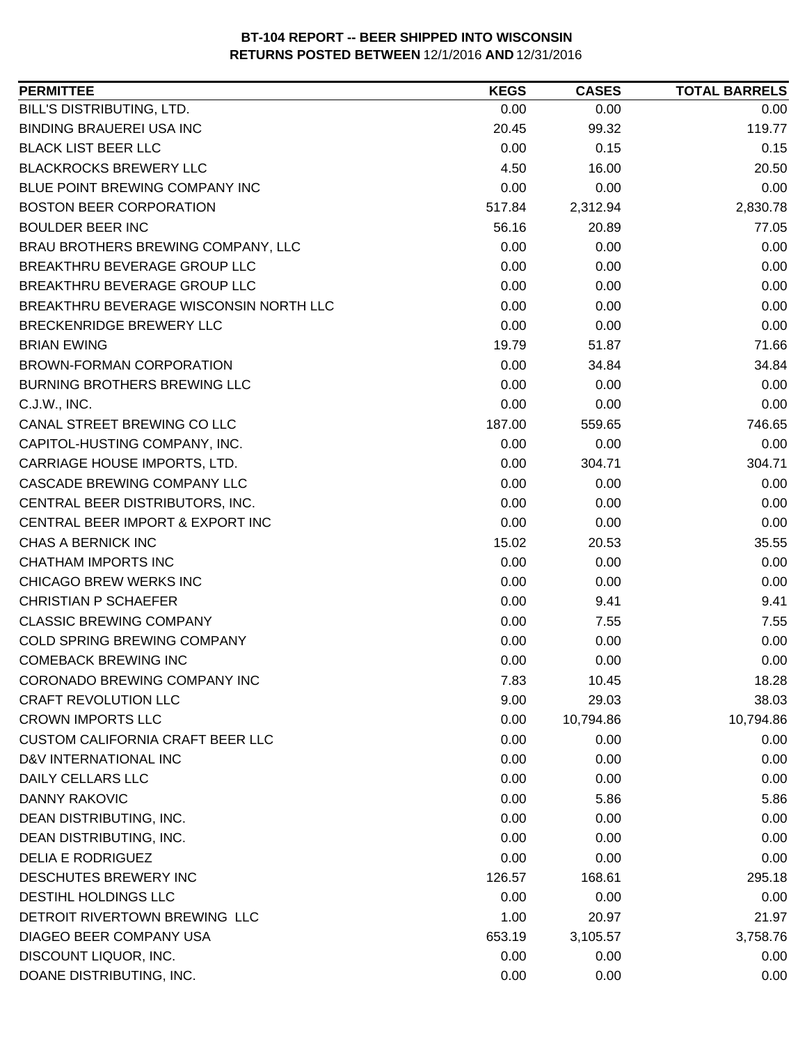**BT-104 REPORT -- BEER SHIPPED INTO WISCONSIN**
**RETURNS POSTED BETWEEN 12/1/2016 AND 12/31/2016**

| PERMITTEE | KEGS | CASES | TOTAL BARRELS |
|---|---|---|---|
| BILL'S DISTRIBUTING, LTD. | 0.00 | 0.00 | 0.00 |
| BINDING BRAUEREI USA INC | 20.45 | 99.32 | 119.77 |
| BLACK LIST BEER LLC | 0.00 | 0.15 | 0.15 |
| BLACKROCKS BREWERY LLC | 4.50 | 16.00 | 20.50 |
| BLUE POINT BREWING COMPANY INC | 0.00 | 0.00 | 0.00 |
| BOSTON BEER CORPORATION | 517.84 | 2,312.94 | 2,830.78 |
| BOULDER BEER INC | 56.16 | 20.89 | 77.05 |
| BRAU BROTHERS BREWING COMPANY, LLC | 0.00 | 0.00 | 0.00 |
| BREAKTHRU BEVERAGE GROUP LLC | 0.00 | 0.00 | 0.00 |
| BREAKTHRU BEVERAGE GROUP LLC | 0.00 | 0.00 | 0.00 |
| BREAKTHRU BEVERAGE WISCONSIN NORTH LLC | 0.00 | 0.00 | 0.00 |
| BRECKENRIDGE BREWERY LLC | 0.00 | 0.00 | 0.00 |
| BRIAN EWING | 19.79 | 51.87 | 71.66 |
| BROWN-FORMAN CORPORATION | 0.00 | 34.84 | 34.84 |
| BURNING BROTHERS BREWING LLC | 0.00 | 0.00 | 0.00 |
| C.J.W., INC. | 0.00 | 0.00 | 0.00 |
| CANAL STREET BREWING CO LLC | 187.00 | 559.65 | 746.65 |
| CAPITOL-HUSTING COMPANY, INC. | 0.00 | 0.00 | 0.00 |
| CARRIAGE HOUSE IMPORTS, LTD. | 0.00 | 304.71 | 304.71 |
| CASCADE BREWING COMPANY LLC | 0.00 | 0.00 | 0.00 |
| CENTRAL BEER DISTRIBUTORS, INC. | 0.00 | 0.00 | 0.00 |
| CENTRAL BEER IMPORT & EXPORT INC | 0.00 | 0.00 | 0.00 |
| CHAS A BERNICK INC | 15.02 | 20.53 | 35.55 |
| CHATHAM IMPORTS INC | 0.00 | 0.00 | 0.00 |
| CHICAGO BREW WERKS INC | 0.00 | 0.00 | 0.00 |
| CHRISTIAN P SCHAEFER | 0.00 | 9.41 | 9.41 |
| CLASSIC BREWING COMPANY | 0.00 | 7.55 | 7.55 |
| COLD SPRING BREWING COMPANY | 0.00 | 0.00 | 0.00 |
| COMEBACK BREWING INC | 0.00 | 0.00 | 0.00 |
| CORONADO BREWING COMPANY INC | 7.83 | 10.45 | 18.28 |
| CRAFT REVOLUTION LLC | 9.00 | 29.03 | 38.03 |
| CROWN IMPORTS LLC | 0.00 | 10,794.86 | 10,794.86 |
| CUSTOM CALIFORNIA CRAFT BEER LLC | 0.00 | 0.00 | 0.00 |
| D&V INTERNATIONAL INC | 0.00 | 0.00 | 0.00 |
| DAILY CELLARS LLC | 0.00 | 0.00 | 0.00 |
| DANNY RAKOVIC | 0.00 | 5.86 | 5.86 |
| DEAN DISTRIBUTING, INC. | 0.00 | 0.00 | 0.00 |
| DEAN DISTRIBUTING, INC. | 0.00 | 0.00 | 0.00 |
| DELIA E RODRIGUEZ | 0.00 | 0.00 | 0.00 |
| DESCHUTES BREWERY INC | 126.57 | 168.61 | 295.18 |
| DESTIHL HOLDINGS LLC | 0.00 | 0.00 | 0.00 |
| DETROIT RIVERTOWN BREWING LLC | 1.00 | 20.97 | 21.97 |
| DIAGEO BEER COMPANY USA | 653.19 | 3,105.57 | 3,758.76 |
| DISCOUNT LIQUOR, INC. | 0.00 | 0.00 | 0.00 |
| DOANE DISTRIBUTING, INC. | 0.00 | 0.00 | 0.00 |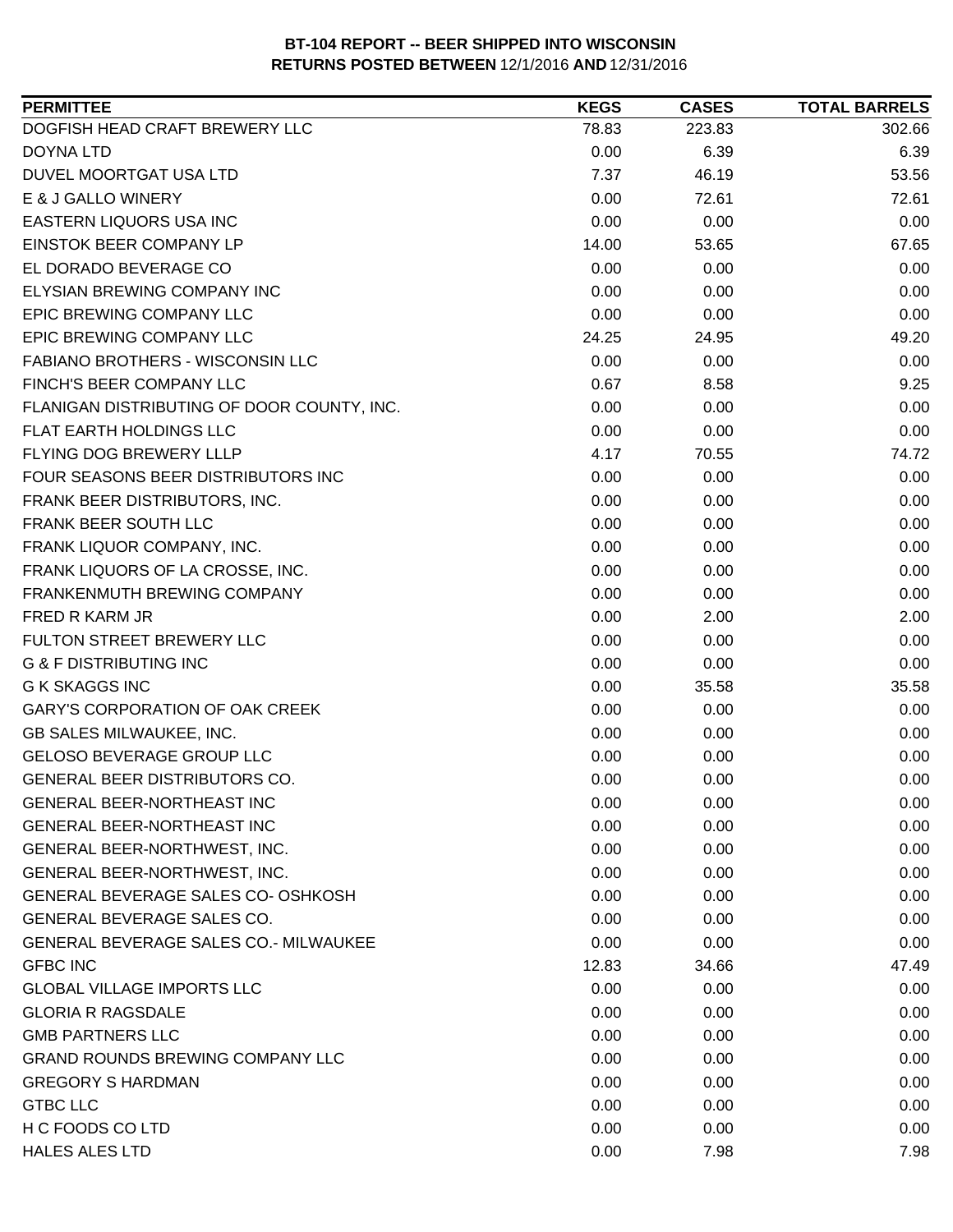**BT-104 REPORT -- BEER SHIPPED INTO WISCONSIN**
**RETURNS POSTED BETWEEN** 12/1/2016 **AND** 12/31/2016

| PERMITTEE | KEGS | CASES | TOTAL BARRELS |
|---|---|---|---|
| DOGFISH HEAD CRAFT BREWERY LLC | 78.83 | 223.83 | 302.66 |
| DOYNA LTD | 0.00 | 6.39 | 6.39 |
| DUVEL MOORTGAT USA LTD | 7.37 | 46.19 | 53.56 |
| E & J GALLO WINERY | 0.00 | 72.61 | 72.61 |
| EASTERN LIQUORS USA INC | 0.00 | 0.00 | 0.00 |
| EINSTOK BEER COMPANY LP | 14.00 | 53.65 | 67.65 |
| EL DORADO BEVERAGE CO | 0.00 | 0.00 | 0.00 |
| ELYSIAN BREWING COMPANY INC | 0.00 | 0.00 | 0.00 |
| EPIC BREWING COMPANY LLC | 0.00 | 0.00 | 0.00 |
| EPIC BREWING COMPANY LLC | 24.25 | 24.95 | 49.20 |
| FABIANO BROTHERS - WISCONSIN LLC | 0.00 | 0.00 | 0.00 |
| FINCH'S BEER COMPANY LLC | 0.67 | 8.58 | 9.25 |
| FLANIGAN DISTRIBUTING OF DOOR COUNTY, INC. | 0.00 | 0.00 | 0.00 |
| FLAT EARTH HOLDINGS LLC | 0.00 | 0.00 | 0.00 |
| FLYING DOG BREWERY LLLP | 4.17 | 70.55 | 74.72 |
| FOUR SEASONS BEER DISTRIBUTORS INC | 0.00 | 0.00 | 0.00 |
| FRANK BEER DISTRIBUTORS, INC. | 0.00 | 0.00 | 0.00 |
| FRANK BEER SOUTH LLC | 0.00 | 0.00 | 0.00 |
| FRANK LIQUOR COMPANY, INC. | 0.00 | 0.00 | 0.00 |
| FRANK LIQUORS OF LA CROSSE, INC. | 0.00 | 0.00 | 0.00 |
| FRANKENMUTH BREWING COMPANY | 0.00 | 0.00 | 0.00 |
| FRED R KARM JR | 0.00 | 2.00 | 2.00 |
| FULTON STREET BREWERY LLC | 0.00 | 0.00 | 0.00 |
| G & F DISTRIBUTING INC | 0.00 | 0.00 | 0.00 |
| G K SKAGGS INC | 0.00 | 35.58 | 35.58 |
| GARY'S CORPORATION OF OAK CREEK | 0.00 | 0.00 | 0.00 |
| GB SALES MILWAUKEE, INC. | 0.00 | 0.00 | 0.00 |
| GELOSO BEVERAGE GROUP LLC | 0.00 | 0.00 | 0.00 |
| GENERAL BEER DISTRIBUTORS CO. | 0.00 | 0.00 | 0.00 |
| GENERAL BEER-NORTHEAST INC | 0.00 | 0.00 | 0.00 |
| GENERAL BEER-NORTHEAST INC | 0.00 | 0.00 | 0.00 |
| GENERAL BEER-NORTHWEST, INC. | 0.00 | 0.00 | 0.00 |
| GENERAL BEER-NORTHWEST, INC. | 0.00 | 0.00 | 0.00 |
| GENERAL BEVERAGE SALES CO- OSHKOSH | 0.00 | 0.00 | 0.00 |
| GENERAL BEVERAGE SALES CO. | 0.00 | 0.00 | 0.00 |
| GENERAL BEVERAGE SALES CO.- MILWAUKEE | 0.00 | 0.00 | 0.00 |
| GFBC INC | 12.83 | 34.66 | 47.49 |
| GLOBAL VILLAGE IMPORTS LLC | 0.00 | 0.00 | 0.00 |
| GLORIA R RAGSDALE | 0.00 | 0.00 | 0.00 |
| GMB PARTNERS LLC | 0.00 | 0.00 | 0.00 |
| GRAND ROUNDS BREWING COMPANY LLC | 0.00 | 0.00 | 0.00 |
| GREGORY S HARDMAN | 0.00 | 0.00 | 0.00 |
| GTBC LLC | 0.00 | 0.00 | 0.00 |
| H C FOODS CO LTD | 0.00 | 0.00 | 0.00 |
| HALES ALES LTD | 0.00 | 7.98 | 7.98 |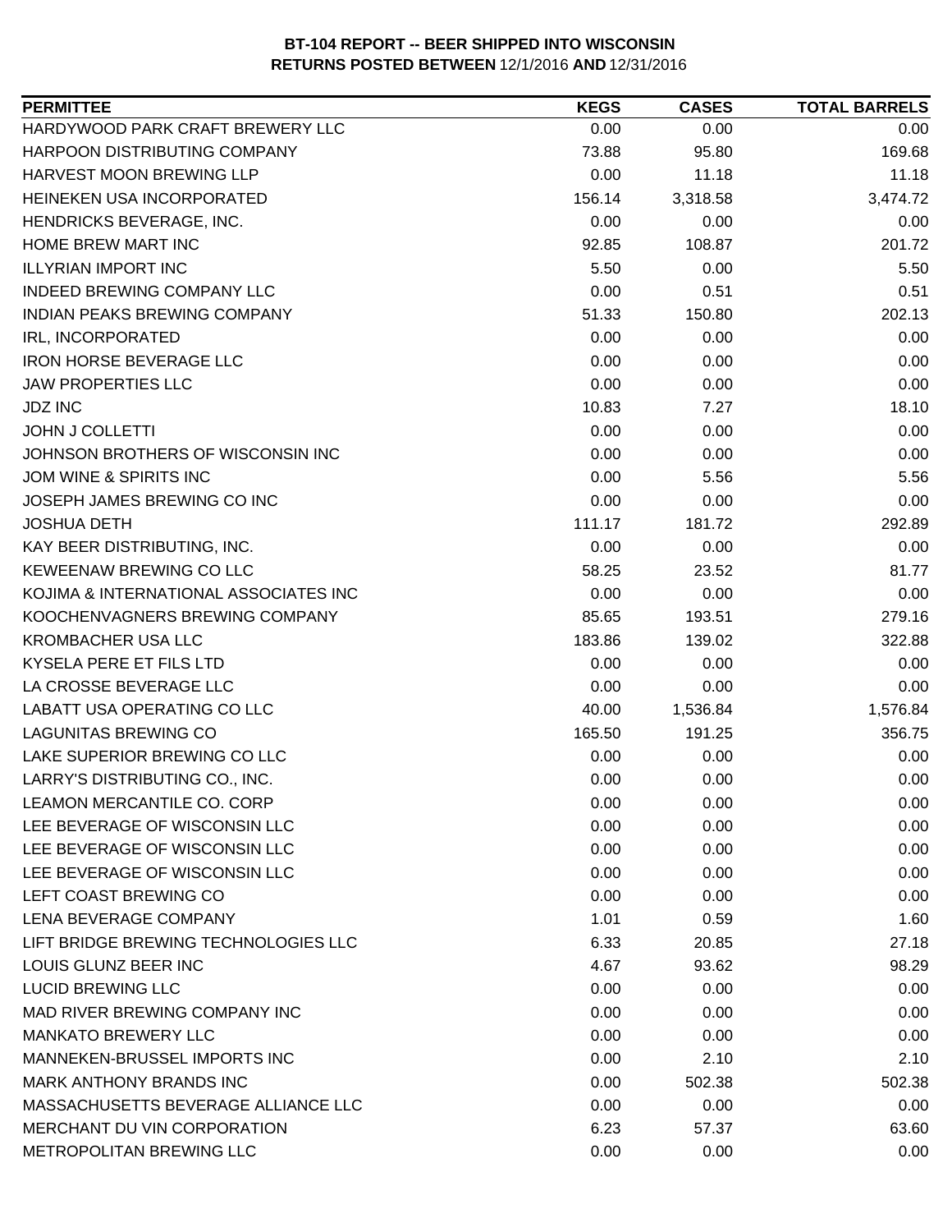**BT-104 REPORT -- BEER SHIPPED INTO WISCONSIN**
**RETURNS POSTED BETWEEN** 12/1/2016 **AND** 12/31/2016

| PERMITTEE | KEGS | CASES | TOTAL BARRELS |
|---|---|---|---|
| HARDYWOOD PARK CRAFT BREWERY LLC | 0.00 | 0.00 | 0.00 |
| HARPOON DISTRIBUTING COMPANY | 73.88 | 95.80 | 169.68 |
| HARVEST MOON BREWING LLP | 0.00 | 11.18 | 11.18 |
| HEINEKEN USA INCORPORATED | 156.14 | 3,318.58 | 3,474.72 |
| HENDRICKS BEVERAGE, INC. | 0.00 | 0.00 | 0.00 |
| HOME BREW MART INC | 92.85 | 108.87 | 201.72 |
| ILLYRIAN IMPORT INC | 5.50 | 0.00 | 5.50 |
| INDEED BREWING COMPANY LLC | 0.00 | 0.51 | 0.51 |
| INDIAN PEAKS BREWING COMPANY | 51.33 | 150.80 | 202.13 |
| IRL, INCORPORATED | 0.00 | 0.00 | 0.00 |
| IRON HORSE BEVERAGE LLC | 0.00 | 0.00 | 0.00 |
| JAW PROPERTIES LLC | 0.00 | 0.00 | 0.00 |
| JDZ INC | 10.83 | 7.27 | 18.10 |
| JOHN J COLLETTI | 0.00 | 0.00 | 0.00 |
| JOHNSON BROTHERS OF WISCONSIN INC | 0.00 | 0.00 | 0.00 |
| JOM WINE & SPIRITS INC | 0.00 | 5.56 | 5.56 |
| JOSEPH JAMES BREWING CO INC | 0.00 | 0.00 | 0.00 |
| JOSHUA DETH | 111.17 | 181.72 | 292.89 |
| KAY BEER DISTRIBUTING, INC. | 0.00 | 0.00 | 0.00 |
| KEWEENAW BREWING CO LLC | 58.25 | 23.52 | 81.77 |
| KOJIMA & INTERNATIONAL ASSOCIATES INC | 0.00 | 0.00 | 0.00 |
| KOOCHENVAGNERS BREWING COMPANY | 85.65 | 193.51 | 279.16 |
| KROMBACHER USA LLC | 183.86 | 139.02 | 322.88 |
| KYSELA PERE ET FILS LTD | 0.00 | 0.00 | 0.00 |
| LA CROSSE BEVERAGE LLC | 0.00 | 0.00 | 0.00 |
| LABATT USA OPERATING CO LLC | 40.00 | 1,536.84 | 1,576.84 |
| LAGUNITAS BREWING CO | 165.50 | 191.25 | 356.75 |
| LAKE SUPERIOR BREWING CO LLC | 0.00 | 0.00 | 0.00 |
| LARRY'S DISTRIBUTING CO., INC. | 0.00 | 0.00 | 0.00 |
| LEAMON MERCANTILE CO. CORP | 0.00 | 0.00 | 0.00 |
| LEE BEVERAGE OF WISCONSIN LLC | 0.00 | 0.00 | 0.00 |
| LEE BEVERAGE OF WISCONSIN LLC | 0.00 | 0.00 | 0.00 |
| LEE BEVERAGE OF WISCONSIN LLC | 0.00 | 0.00 | 0.00 |
| LEFT COAST BREWING CO | 0.00 | 0.00 | 0.00 |
| LENA BEVERAGE COMPANY | 1.01 | 0.59 | 1.60 |
| LIFT BRIDGE BREWING TECHNOLOGIES LLC | 6.33 | 20.85 | 27.18 |
| LOUIS GLUNZ BEER INC | 4.67 | 93.62 | 98.29 |
| LUCID BREWING LLC | 0.00 | 0.00 | 0.00 |
| MAD RIVER BREWING COMPANY INC | 0.00 | 0.00 | 0.00 |
| MANKATO BREWERY LLC | 0.00 | 0.00 | 0.00 |
| MANNEKEN-BRUSSEL IMPORTS INC | 0.00 | 2.10 | 2.10 |
| MARK ANTHONY BRANDS INC | 0.00 | 502.38 | 502.38 |
| MASSACHUSETTS BEVERAGE ALLIANCE LLC | 0.00 | 0.00 | 0.00 |
| MERCHANT DU VIN CORPORATION | 6.23 | 57.37 | 63.60 |
| METROPOLITAN BREWING LLC | 0.00 | 0.00 | 0.00 |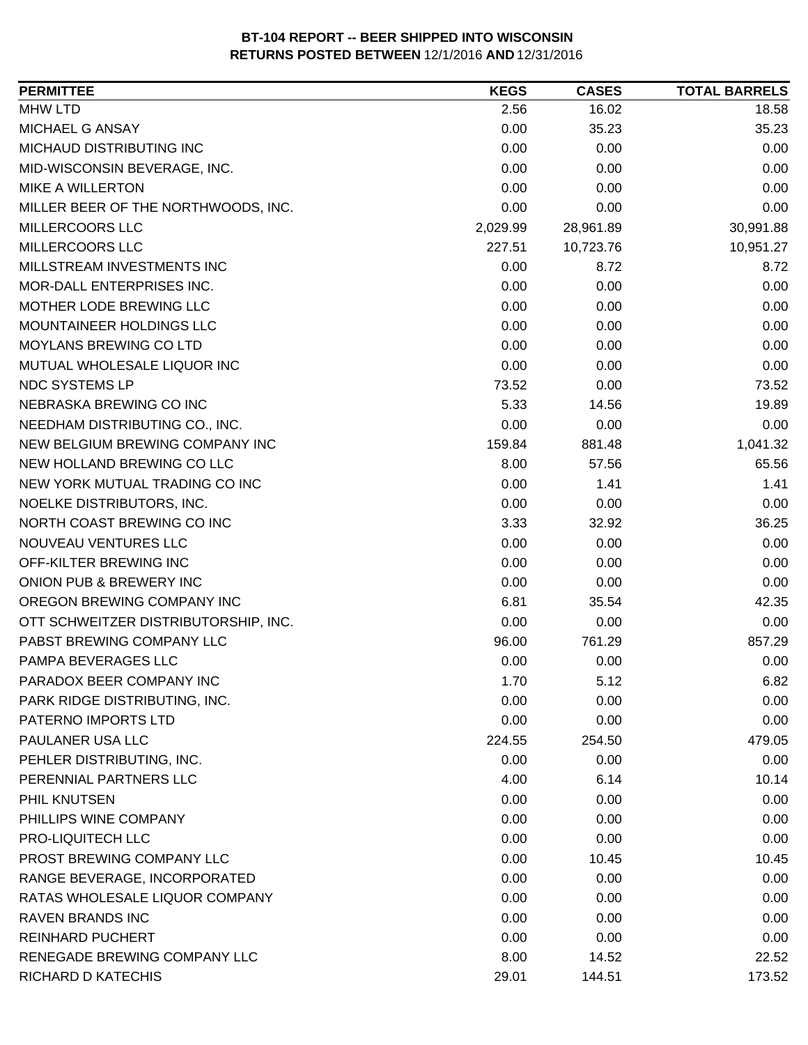**BT-104 REPORT -- BEER SHIPPED INTO WISCONSIN**
**RETURNS POSTED BETWEEN** 12/1/2016 **AND** 12/31/2016

| PERMITTEE | KEGS | CASES | TOTAL BARRELS |
|---|---|---|---|
| MHW LTD | 2.56 | 16.02 | 18.58 |
| MICHAEL G ANSAY | 0.00 | 35.23 | 35.23 |
| MICHAUD DISTRIBUTING INC | 0.00 | 0.00 | 0.00 |
| MID-WISCONSIN BEVERAGE, INC. | 0.00 | 0.00 | 0.00 |
| MIKE A WILLERTON | 0.00 | 0.00 | 0.00 |
| MILLER BEER OF THE NORTHWOODS, INC. | 0.00 | 0.00 | 0.00 |
| MILLERCOORS LLC | 2,029.99 | 28,961.89 | 30,991.88 |
| MILLERCOORS LLC | 227.51 | 10,723.76 | 10,951.27 |
| MILLSTREAM INVESTMENTS INC | 0.00 | 8.72 | 8.72 |
| MOR-DALL ENTERPRISES INC. | 0.00 | 0.00 | 0.00 |
| MOTHER LODE BREWING LLC | 0.00 | 0.00 | 0.00 |
| MOUNTAINEER HOLDINGS LLC | 0.00 | 0.00 | 0.00 |
| MOYLANS BREWING CO LTD | 0.00 | 0.00 | 0.00 |
| MUTUAL WHOLESALE LIQUOR INC | 0.00 | 0.00 | 0.00 |
| NDC SYSTEMS LP | 73.52 | 0.00 | 73.52 |
| NEBRASKA BREWING CO INC | 5.33 | 14.56 | 19.89 |
| NEEDHAM DISTRIBUTING CO., INC. | 0.00 | 0.00 | 0.00 |
| NEW BELGIUM BREWING COMPANY INC | 159.84 | 881.48 | 1,041.32 |
| NEW HOLLAND BREWING CO LLC | 8.00 | 57.56 | 65.56 |
| NEW YORK MUTUAL TRADING CO INC | 0.00 | 1.41 | 1.41 |
| NOELKE DISTRIBUTORS, INC. | 0.00 | 0.00 | 0.00 |
| NORTH COAST BREWING CO INC | 3.33 | 32.92 | 36.25 |
| NOUVEAU VENTURES LLC | 0.00 | 0.00 | 0.00 |
| OFF-KILTER BREWING INC | 0.00 | 0.00 | 0.00 |
| ONION PUB & BREWERY INC | 0.00 | 0.00 | 0.00 |
| OREGON BREWING COMPANY INC | 6.81 | 35.54 | 42.35 |
| OTT SCHWEITZER DISTRIBUTORSHIP, INC. | 0.00 | 0.00 | 0.00 |
| PABST BREWING COMPANY LLC | 96.00 | 761.29 | 857.29 |
| PAMPA BEVERAGES LLC | 0.00 | 0.00 | 0.00 |
| PARADOX BEER COMPANY INC | 1.70 | 5.12 | 6.82 |
| PARK RIDGE DISTRIBUTING, INC. | 0.00 | 0.00 | 0.00 |
| PATERNO IMPORTS LTD | 0.00 | 0.00 | 0.00 |
| PAULANER USA LLC | 224.55 | 254.50 | 479.05 |
| PEHLER DISTRIBUTING, INC. | 0.00 | 0.00 | 0.00 |
| PERENNIAL PARTNERS LLC | 4.00 | 6.14 | 10.14 |
| PHIL KNUTSEN | 0.00 | 0.00 | 0.00 |
| PHILLIPS WINE COMPANY | 0.00 | 0.00 | 0.00 |
| PRO-LIQUITECH LLC | 0.00 | 0.00 | 0.00 |
| PROST BREWING COMPANY LLC | 0.00 | 10.45 | 10.45 |
| RANGE BEVERAGE, INCORPORATED | 0.00 | 0.00 | 0.00 |
| RATAS WHOLESALE LIQUOR COMPANY | 0.00 | 0.00 | 0.00 |
| RAVEN BRANDS INC | 0.00 | 0.00 | 0.00 |
| REINHARD PUCHERT | 0.00 | 0.00 | 0.00 |
| RENEGADE BREWING COMPANY LLC | 8.00 | 14.52 | 22.52 |
| RICHARD D KATECHIS | 29.01 | 144.51 | 173.52 |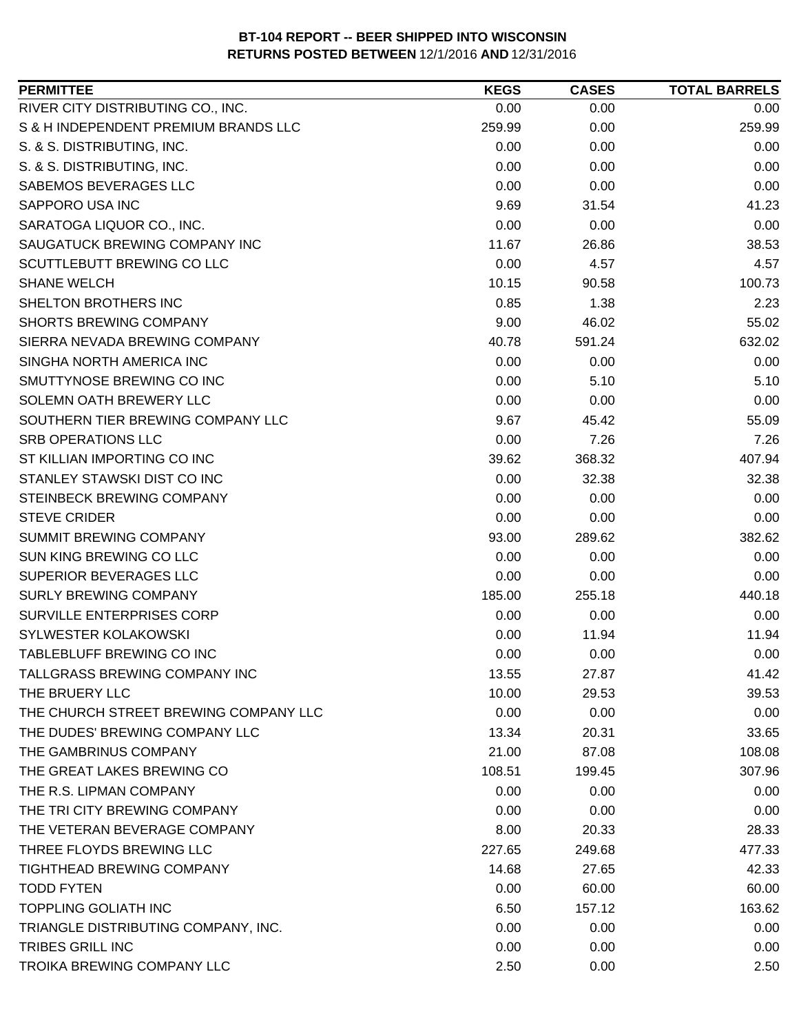# BT-104 REPORT -- BEER SHIPPED INTO WISCONSIN
## RETURNS POSTED BETWEEN 12/1/2016 AND 12/31/2016

| PERMITTEE | KEGS | CASES | TOTAL BARRELS |
|---|---|---|---|
| RIVER CITY DISTRIBUTING CO., INC. | 0.00 | 0.00 | 0.00 |
| S & H INDEPENDENT PREMIUM BRANDS LLC | 259.99 | 0.00 | 259.99 |
| S. & S. DISTRIBUTING, INC. | 0.00 | 0.00 | 0.00 |
| S. & S. DISTRIBUTING, INC. | 0.00 | 0.00 | 0.00 |
| SABEMOS BEVERAGES LLC | 0.00 | 0.00 | 0.00 |
| SAPPORO USA INC | 9.69 | 31.54 | 41.23 |
| SARATOGA LIQUOR CO., INC. | 0.00 | 0.00 | 0.00 |
| SAUGATUCK BREWING COMPANY INC | 11.67 | 26.86 | 38.53 |
| SCUTTLEBUTT BREWING CO LLC | 0.00 | 4.57 | 4.57 |
| SHANE WELCH | 10.15 | 90.58 | 100.73 |
| SHELTON BROTHERS INC | 0.85 | 1.38 | 2.23 |
| SHORTS BREWING COMPANY | 9.00 | 46.02 | 55.02 |
| SIERRA NEVADA BREWING COMPANY | 40.78 | 591.24 | 632.02 |
| SINGHA NORTH AMERICA INC | 0.00 | 0.00 | 0.00 |
| SMUTTYNOSE BREWING CO INC | 0.00 | 5.10 | 5.10 |
| SOLEMN OATH BREWERY LLC | 0.00 | 0.00 | 0.00 |
| SOUTHERN TIER BREWING COMPANY LLC | 9.67 | 45.42 | 55.09 |
| SRB OPERATIONS LLC | 0.00 | 7.26 | 7.26 |
| ST KILLIAN IMPORTING CO INC | 39.62 | 368.32 | 407.94 |
| STANLEY STAWSKI DIST CO INC | 0.00 | 32.38 | 32.38 |
| STEINBECK BREWING COMPANY | 0.00 | 0.00 | 0.00 |
| STEVE CRIDER | 0.00 | 0.00 | 0.00 |
| SUMMIT BREWING COMPANY | 93.00 | 289.62 | 382.62 |
| SUN KING BREWING CO LLC | 0.00 | 0.00 | 0.00 |
| SUPERIOR BEVERAGES LLC | 0.00 | 0.00 | 0.00 |
| SURLY BREWING COMPANY | 185.00 | 255.18 | 440.18 |
| SURVILLE ENTERPRISES CORP | 0.00 | 0.00 | 0.00 |
| SYLWESTER KOLAKOWSKI | 0.00 | 11.94 | 11.94 |
| TABLEBLUFF BREWING CO INC | 0.00 | 0.00 | 0.00 |
| TALLGRASS BREWING COMPANY INC | 13.55 | 27.87 | 41.42 |
| THE BRUERY LLC | 10.00 | 29.53 | 39.53 |
| THE CHURCH STREET BREWING COMPANY LLC | 0.00 | 0.00 | 0.00 |
| THE DUDES' BREWING COMPANY LLC | 13.34 | 20.31 | 33.65 |
| THE GAMBRINUS COMPANY | 21.00 | 87.08 | 108.08 |
| THE GREAT LAKES BREWING CO | 108.51 | 199.45 | 307.96 |
| THE R.S. LIPMAN COMPANY | 0.00 | 0.00 | 0.00 |
| THE TRI CITY BREWING COMPANY | 0.00 | 0.00 | 0.00 |
| THE VETERAN BEVERAGE COMPANY | 8.00 | 20.33 | 28.33 |
| THREE FLOYDS BREWING LLC | 227.65 | 249.68 | 477.33 |
| TIGHTHEAD BREWING COMPANY | 14.68 | 27.65 | 42.33 |
| TODD FYTEN | 0.00 | 60.00 | 60.00 |
| TOPPLING GOLIATH INC | 6.50 | 157.12 | 163.62 |
| TRIANGLE DISTRIBUTING COMPANY, INC. | 0.00 | 0.00 | 0.00 |
| TRIBES GRILL INC | 0.00 | 0.00 | 0.00 |
| TROIKA BREWING COMPANY LLC | 2.50 | 0.00 | 2.50 |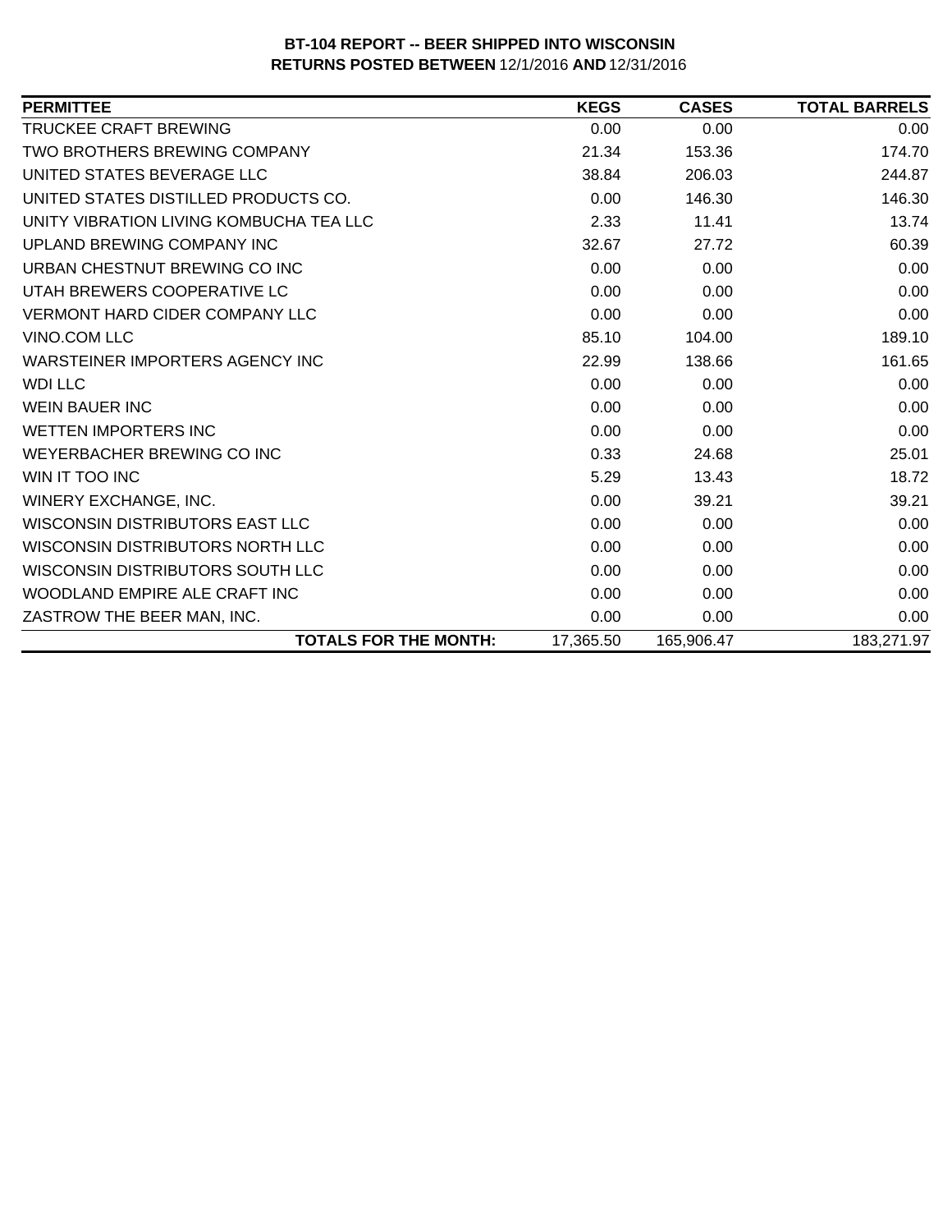**BT-104 REPORT -- BEER SHIPPED INTO WISCONSIN**
**RETURNS POSTED BETWEEN** 12/1/2016 **AND** 12/31/2016

| PERMITTEE | KEGS | CASES | TOTAL BARRELS |
|---|---|---|---|
| TRUCKEE CRAFT BREWING | 0.00 | 0.00 | 0.00 |
| TWO BROTHERS BREWING COMPANY | 21.34 | 153.36 | 174.70 |
| UNITED STATES BEVERAGE LLC | 38.84 | 206.03 | 244.87 |
| UNITED STATES DISTILLED PRODUCTS CO. | 0.00 | 146.30 | 146.30 |
| UNITY VIBRATION LIVING KOMBUCHA TEA LLC | 2.33 | 11.41 | 13.74 |
| UPLAND BREWING COMPANY INC | 32.67 | 27.72 | 60.39 |
| URBAN CHESTNUT BREWING CO INC | 0.00 | 0.00 | 0.00 |
| UTAH BREWERS COOPERATIVE LC | 0.00 | 0.00 | 0.00 |
| VERMONT HARD CIDER COMPANY LLC | 0.00 | 0.00 | 0.00 |
| VINO.COM LLC | 85.10 | 104.00 | 189.10 |
| WARSTEINER IMPORTERS AGENCY INC | 22.99 | 138.66 | 161.65 |
| WDI LLC | 0.00 | 0.00 | 0.00 |
| WEIN BAUER INC | 0.00 | 0.00 | 0.00 |
| WETTEN IMPORTERS INC | 0.00 | 0.00 | 0.00 |
| WEYERBACHER BREWING CO INC | 0.33 | 24.68 | 25.01 |
| WIN IT TOO INC | 5.29 | 13.43 | 18.72 |
| WINERY EXCHANGE, INC. | 0.00 | 39.21 | 39.21 |
| WISCONSIN DISTRIBUTORS EAST LLC | 0.00 | 0.00 | 0.00 |
| WISCONSIN DISTRIBUTORS NORTH LLC | 0.00 | 0.00 | 0.00 |
| WISCONSIN DISTRIBUTORS SOUTH LLC | 0.00 | 0.00 | 0.00 |
| WOODLAND EMPIRE ALE CRAFT INC | 0.00 | 0.00 | 0.00 |
| ZASTROW THE BEER MAN, INC. | 0.00 | 0.00 | 0.00 |
| **TOTALS FOR THE MONTH:** | 17,365.50 | 165,906.47 | 183,271.97 |